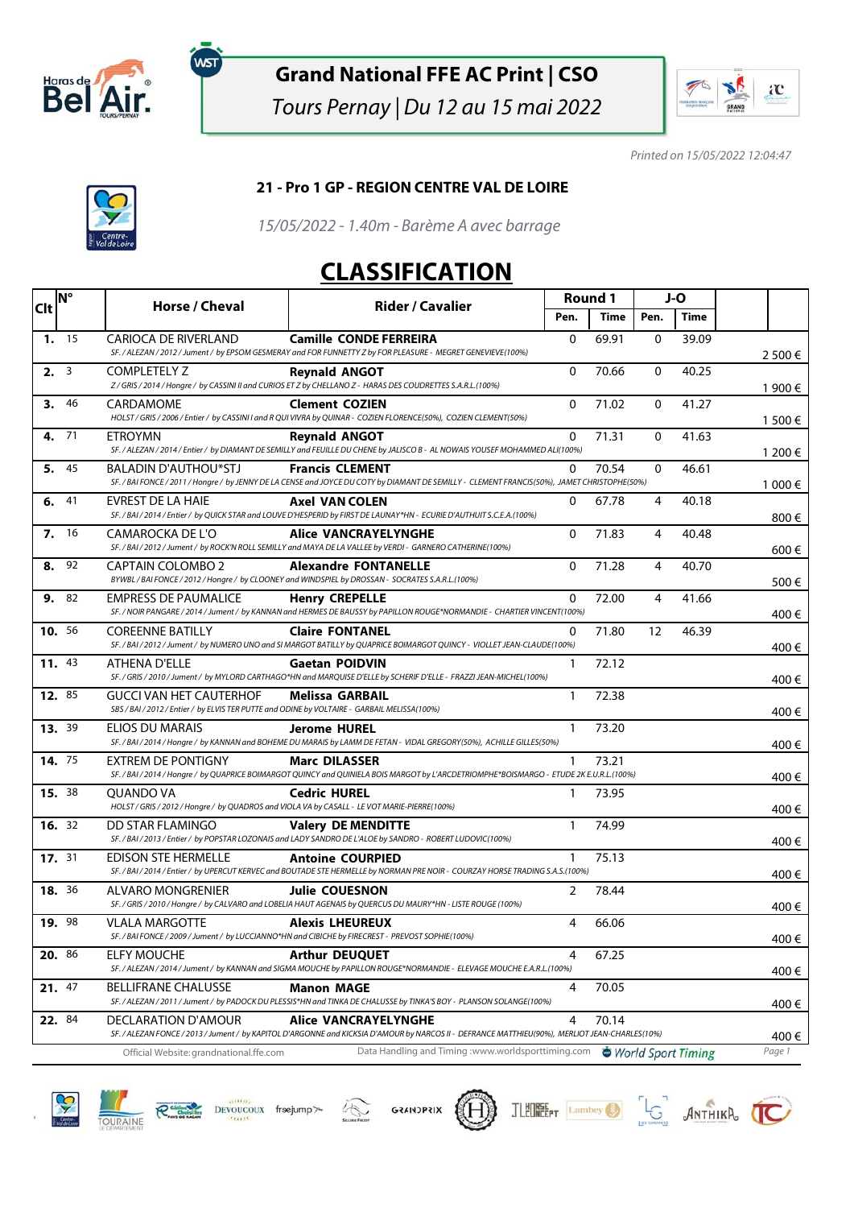# Grand National FFE AC Print | CSO

Tours Pernay | Du 12 au 15 mai 2022

*Printed on 15/05/2022 12:04:47*

## 21 - Pro 1 GP - REGION CENTRE VAL DE LOIRE

*15/05/2022 - 1.40m - Barème A avec barrage*

# CLASSIFICATION

| Clt | N° | Horse / Cheval | Rider / Cavalier | Round 1 Pen. | Round 1 Time | J-O Pen. | J-O Time | |
|---|---|---|---|---|---|---|---|---|
| 1. | 15 | CARIOCA DE RIVERLAND<br>*SF. / ALEZAN / 2012 / Jument / by EPSOM GESMERAY and FOR FUNNETTY Z by FOR PLEASURE - MEGRET GENEVIEVE(100%)* | **Camille CONDE FERREIRA** | 0 | 69.91 | 0 | 39.09 | 2 500 € |
| 2. | 3 | COMPLETELY Z<br>*Z / GRIS / 2014 / Hongre / by CASSINI II and CURIOS ET Z by CHELLANO Z - HARAS DES COUDRETTES S.A.R.L.(100%)* | **Reynald ANGOT** | 0 | 70.66 | 0 | 40.25 | 1 900 € |
| 3. | 46 | CARDAMOME<br>*HOLST / GRIS / 2006 / Entier / by CASSINI I and R QUI VIVRA by QUINAR - COZIEN FLORENCE(50%), COZIEN CLEMENT(50%)* | **Clement COZIEN** | 0 | 71.02 | 0 | 41.27 | 1 500 € |
| 4. | 71 | ETROYMN<br>*SF. / ALEZAN / 2014 / Entier / by DIAMANT DE SEMILLY and FEUILLE DU CHENE by JALISCO B - AL NOWAIS YOUSEF MOHAMMED ALI(100%)* | **Reynald ANGOT** | 0 | 71.31 | 0 | 41.63 | 1 200 € |
| 5. | 45 | BALADIN D'AUTHOU*STJ<br>*SF. / BAI FONCE / 2011 / Hongre / by JENNY DE LA CENSE and JOYCE DU COTY by DIAMANT DE SEMILLY - CLEMENT FRANCIS(50%), JAMET CHRISTOPHE(50%)* | **Francis CLEMENT** | 0 | 70.54 | 0 | 46.61 | 1 000 € |
| 6. | 41 | EVREST DE LA HAIE<br>*SF. / BAI / 2014 / Entier / by QUICK STAR and LOUVE D'HESPERID by FIRST DE LAUNAY*HN - ECURIE D'AUTHUIT S.C.E.A.(100%)* | **Axel VAN COLEN** | 0 | 67.78 | 4 | 40.18 | 800 € |
| 7. | 16 | CAMAROCKA DE L'O<br>*SF. / BAI / 2012 / Jument / by ROCK'N ROLL SEMILLY and MAYA DE LA VALLEE by VERDI - GARNERO CATHERINE(100%)* | **Alice VANCRAYELYNGHE** | 0 | 71.83 | 4 | 40.48 | 600 € |
| 8. | 92 | CAPTAIN COLOMBO 2<br>*BYWBL / BAI FONCE / 2012 / Hongre / by CLOONEY and WINDSPIEL by DROSSAN - SOCRATES S.A.R.L.(100%)* | **Alexandre FONTANELLE** | 0 | 71.28 | 4 | 40.70 | 500 € |
| 9. | 82 | EMPRESS DE PAUMALICE<br>*SF. / NOIR PANGARE / 2014 / Jument / by KANNAN and HERMES DE BAUSSY by PAPILLON ROUGE*NORMANDIE - CHARTIER VINCENT(100%)* | **Henry CREPELLE** | 0 | 72.00 | 4 | 41.66 | 400 € |
| 10. | 56 | COREENNE BATILLY<br>*SF. / BAI / 2012 / Jument / by NUMERO UNO and SI MARGOT BATILLY by QUAPRICE BOIMARGOT QUINCY - VIOLLET JEAN-CLAUDE(100%)* | **Claire FONTANEL** | 0 | 71.80 | 12 | 46.39 | 400 € |
| 11. | 43 | ATHENA D'ELLE<br>*SF. / GRIS / 2010 / Jument / by MYLORD CARTHAGO*HN and MARQUISE D'ELLE by SCHERIF D'ELLE - FRAZZI JEAN-MICHEL(100%)* | **Gaetan POIDVIN** | 1 | 72.12 | | | 400 € |
| 12. | 85 | GUCCI VAN HET CAUTERHOF<br>*SBS / BAI / 2012 / Entier / by ELVIS TER PUTTE and ODINE by VOLTAIRE - GARBAIL MELISSA(100%)* | **Melissa GARBAIL** | 1 | 72.38 | | | 400 € |
| 13. | 39 | ELIOS DU MARAIS<br>*SF. / BAI / 2014 / Hongre / by KANNAN and BOHEME DU MARAIS by LAMM DE FETAN - VIDAL GREGORY(50%), ACHILLE GILLES(50%)* | **Jerome HUREL** | 1 | 73.20 | | | 400 € |
| 14. | 75 | EXTREM DE PONTIGNY<br>*SF. / BAI / 2014 / Hongre / by QUAPRICE BOIMARGOT QUINCY and QUINIELA BOIS MARGOT by L'ARCDETRIOMPHE*BOISMARGO - ETUDE 2K E.U.R.L.(100%)* | **Marc DILASSER** | 1 | 73.21 | | | 400 € |
| 15. | 38 | QUANDO VA<br>*HOLST / GRIS / 2012 / Hongre / by QUADROS and VIOLA VA by CASALL - LE VOT MARIE-PIERRE(100%)* | **Cedric HUREL** | 1 | 73.95 | | | 400 € |
| 16. | 32 | DD STAR FLAMINGO<br>*SF. / BAI / 2013 / Entier / by POPSTAR LOZONAIS and LADY SANDRO DE L'ALOE by SANDRO - ROBERT LUDOVIC(100%)* | **Valery DE MENDITTE** | 1 | 74.99 | | | 400 € |
| 17. | 31 | EDISON STE HERMELLE<br>*SF. / BAI / 2014 / Entier / by UPERCUT KERVEC and BOUTADE STE HERMELLE by NORMAN PRE NOIR - COURZAY HORSE TRADING S.A.S.(100%)* | **Antoine COURPIED** | 1 | 75.13 | | | 400 € |
| 18. | 36 | ALVARO MONGRENIER<br>*SF. / GRIS / 2010 / Hongre / by CALVARO and LOBELIA HAUT AGENAIS by QUERCUS DU MAURY*HN - LISTE ROUGE (100%)* | **Julie COUESNON** | 2 | 78.44 | | | 400 € |
| 19. | 98 | VLALA MARGOTTE<br>*SF. / BAI FONCE / 2009 / Jument / by LUCCIANNO*HN and CIBICHE by FIRECREST - PREVOST SOPHIE(100%)* | **Alexis LHEUREUX** | 4 | 66.06 | | | 400 € |
| 20. | 86 | ELFY MOUCHE<br>*SF. / ALEZAN / 2014 / Jument / by KANNAN and SIGMA MOUCHE by PAPILLON ROUGE*NORMANDIE - ELEVAGE MOUCHE E.A.R.L.(100%)* | **Arthur DEUQUET** | 4 | 67.25 | | | 400 € |
| 21. | 47 | BELLIFRANE CHALUSSE<br>*SF. / ALEZAN / 2011 / Jument / by PADOCK DU PLESSIS*HN and TINKA DE CHALUSSE by TINKA'S BOY - PLANSON SOLANGE(100%)* | **Manon MAGE** | 4 | 70.05 | | | 400 € |
| 22. | 84 | DECLARATION D'AMOUR<br>*SF. / ALEZAN FONCE / 2013 / Jument / by KAPITOL D'ARGONNE and KICKSIA D'AMOUR by NARCOS II - DEFRANCE MATTHIEU(90%), MERLIOT JEAN-CHARLES(10%)* | **Alice VANCRAYELYNGHE** | 4 | 70.14 | | | 400 € |

Official Website: grandnational.ffe.com — Data Handling and Timing: www.worldsporttiming.com — World Sport Timing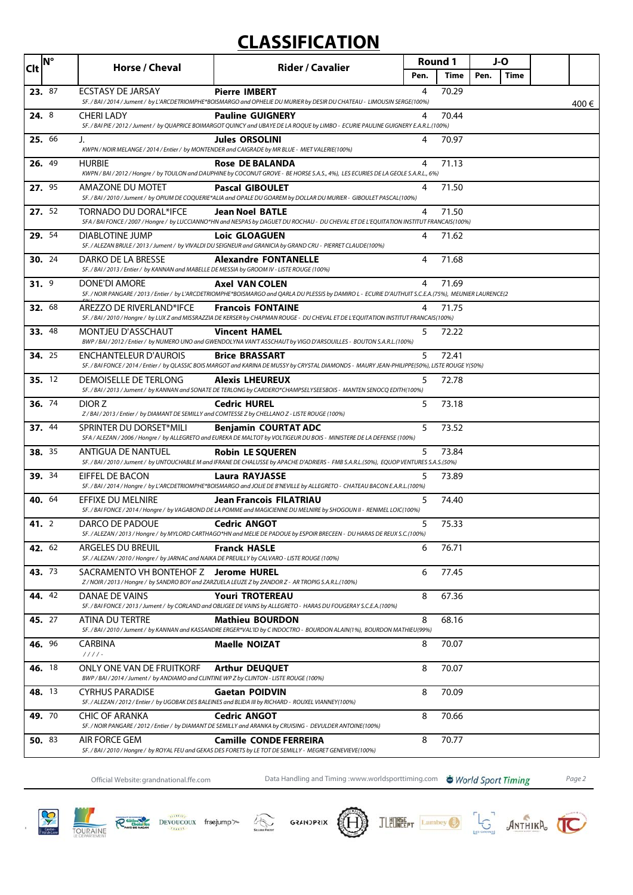# CLASSIFICATION

| Clt | N° | Horse / Cheval | Rider / Cavalier | Round 1 | | J-O | | |
|---|---|---|---|---|---|---|---|---|
| | | | | Pen. | Time | Pen. | Time | |
| 23. | 87 | ECSTASY DE JARSAY<br>SF. / BAI / 2014 / Jument / by L'ARCDETRIOMPHE*BOISMARGO and OPHELIE DU MURIER by DESIR DU CHATEAU - LIMOUSIN SERGE(100%) | Pierre IMBERT | 4 | 70.29 | | | 400 € |
| 24. | 8 | CHERI LADY<br>SF. / BAI PIE / 2012 / Jument / by QUAPRICE BOIMARGOT QUINCY and UBAYE DE LA ROQUE by LIMBO - ECURIE PAULINE GUIGNERY E.A.R.L.(100%) | Pauline GUIGNERY | 4 | 70.44 | | | |
| 25. | 66 | J.<br>KWPN / NOIR MELANGE / 2014 / Entier / by MONTENDER and CAIGRADE by MR BLUE - MIET VALERIE(100%) | Jules ORSOLINI | 4 | 70.97 | | | |
| 26. | 49 | HURBIE<br>KWPN / BAI / 2012 / Hongre / by TOULON and DAUPHINE by COCONUT GROVE - BE HORSE S.A.S., 4%), LES ECURIES DE LA GEOLE S.A.R.L., 6%) | Rose DE BALANDA | 4 | 71.13 | | | |
| 27. | 95 | AMAZONE DU MOTET<br>SF. / BAI / 2010 / Jument / by OPIUM DE COQUERIE*ALIA and OPALE DU GOAREM by DOLLAR DU MURIER - GIBOULET PASCAL(100%) | Pascal GIBOULET | 4 | 71.50 | | | |
| 27. | 52 | TORNADO DU DORAL*IFCE<br>SFA / BAI FONCE / 2007 / Hongre / by LUCCIANNO*HN and NESPAS by DAGUET DU ROCHAU - DU CHEVAL ET DE L'EQUITATION INSTITUT FRANCAIS(100%) | Jean Noel BATLE | 4 | 71.50 | | | |
| 29. | 54 | DIABLOTINE JUMP<br>SF. / ALEZAN BRULE / 2013 / Jument / by VIVALDI DU SEIGNEUR and GRANICIA by GRAND CRU - PIERRET CLAUDE(100%) | Loic GLOAGUEN | 4 | 71.62 | | | |
| 30. | 24 | DARKO DE LA BRESSE<br>SF. / BAI / 2013 / Entier / by KANNAN and MABELLE DE MESSIA by GROOM IV - LISTE ROUGE (100%) | Alexandre FONTANELLE | 4 | 71.68 | | | |
| 31. | 9 | DONE'DI AMORE<br>SF. / NOIR PANGARE / 2013 / Entier / by L'ARCDETRIOMPHE*BOISMARGO and QARLA DU PLESSIS by DAMIRO L - ECURIE D'AUTHUIT S.C.E.A.(75%), MEUNIER LAURENCE(2 | Axel VAN COLEN | 4 | 71.69 | | | |
| 32. | 68 | AREZZO DE RIVERLAND*IFCE<br>SF. / BAI / 2010 / Hongre / by LUX Z and MISSRAZZIA DE KERSER by CHAPMAN ROUGE - DU CHEVAL ET DE L'EQUITATION INSTITUT FRANCAIS(100%) | Francois FONTAINE | 4 | 71.75 | | | |
| 33. | 48 | MONTJEU D'ASSCHAUT<br>BWP / BAI / 2012 / Entier / by NUMERO UNO and GWENDOLYNA VAN'T ASSCHAUT by VIGO D'ARSOUILLES - BOUTON S.A.R.L.(100%) | Vincent HAMEL | 5 | 72.22 | | | |
| 34. | 25 | ENCHANTELEUR D'AUROIS<br>SF. / BAI FONCE / 2014 / Entier / by QLASSIC BOIS MARGOT and KARINA DE MUSSY by CRYSTAL DIAMONDS - MAURY JEAN-PHILIPPE(50%), LISTE ROUGE Y(50%) | Brice BRASSART | 5 | 72.41 | | | |
| 35. | 12 | DEMOISELLE DE TERLONG<br>SF. / BAI / 2013 / Jument / by KANNAN and SONATE DE TERLONG by CARDERO*CHAMPSELYSEESBOIS - MANTEN SENOCQ EDITH(100%) | Alexis LHEUREUX | 5 | 72.78 | | | |
| 36. | 74 | DIOR Z<br>Z / BAI / 2013 / Entier / by DIAMANT DE SEMILLY and COMTESSE Z by CHELLANO Z - LISTE ROUGE (100%) | Cedric HUREL | 5 | 73.18 | | | |
| 37. | 44 | SPRINTER DU DORSET*MILI<br>SFA / ALEZAN / 2006 / Hongre / by ALLEGRETO and EUREKA DE MALTOT by VOLTIGEUR DU BOIS - MINISTERE DE LA DEFENSE (100%) | Benjamin COURTAT ADC | 5 | 73.52 | | | |
| 38. | 35 | ANTIGUA DE NANTUEL<br>SF. / BAI / 2010 / Jument / by UNTOUCHABLE M and IFRANE DE CHALUSSE by APACHE D'ADRIERS - FMB S.A.R.L.(50%), EQUOP VENTURES S.A.S.(50%) | Robin LE SQUEREN | 5 | 73.84 | | | |
| 39. | 34 | EIFFEL DE BACON<br>SF. / BAI / 2014 / Hongre / by L'ARCDETRIOMPHE*BOISMARGO and JOLIE DE B'NEVILLE by ALLEGRETO - CHATEAU BACON E.A.R.L.(100%) | Laura RAYJASSE | 5 | 73.89 | | | |
| 40. | 64 | EFFIXE DU MELNIRE<br>SF. / BAI FONCE / 2014 / Hongre / by VAGABOND DE LA POMME and MAGICIENNE DU MELNIRE by SHOGOUN II - RENIMEL LOIC(100%) | Jean Francois FILATRIAU | 5 | 74.40 | | | |
| 41. | 2 | DARCO DE PADOUE<br>SF. / ALEZAN / 2013 / Hongre / by MYLORD CARTHAGO*HN and MELIE DE PADOUE by ESPOIR BRECEEN - DU HARAS DE REUX S.C.(100%) | Cedric ANGOT | 5 | 75.33 | | | |
| 42. | 62 | ARGELES DU BREUIL<br>SF. / ALEZAN / 2010 / Hongre / by JARNAC and NAIKA DE PREUILLY by CALVARO - LISTE ROUGE (100%) | Franck HASLE | 6 | 76.71 | | | |
| 43. | 73 | SACRAMENTO VH BONTEHOF Z<br>Z / NOIR / 2013 / Hongre / by SANDRO BOY and ZARZUELA LEUZE Z by ZANDOR Z - AR TROPIG S.A.R.L.(100%) | Jerome HUREL | 6 | 77.45 | | | |
| 44. | 42 | DANAE DE VAINS<br>SF. / BAI FONCE / 2013 / Jument / by CORLAND and OBLIGEE DE VAINS by ALLEGRETO - HARAS DU FOUGERAY S.C.E.A.(100%) | Youri TROTEREAU | 8 | 67.36 | | | |
| 45. | 27 | ATINA DU TERTRE<br>SF. / BAI / 2010 / Jument / by KANNAN and KASSANDRE ERGER*VAL'ID by C INDOCTRO - BOURDON ALAIN(1%), BOURDON MATHIEU(99%) | Mathieu BOURDON | 8 | 68.16 | | | |
| 46. | 96 | CARBINA<br>/ / / / - | Maelle NOIZAT | 8 | 70.07 | | | |
| 46. | 18 | ONLY ONE VAN DE FRUITKORF<br>BWP / BAI / 2014 / Jument / by ANDIAMO and CLINTINE WP Z by CLINTON - LISTE ROUGE (100%) | Arthur DEUQUET | 8 | 70.07 | | | |
| 48. | 13 | CYRHUS PARADISE<br>SF. / ALEZAN / 2012 / Entier / by UGOBAK DES BALEINES and BLIDA III by RICHARD - ROUXEL VIANNEY(100%) | Gaetan POIDVIN | 8 | 70.09 | | | |
| 49. | 70 | CHIC OF ARANKA<br>SF. / NOIR PANGARE / 2012 / Entier / by DIAMANT DE SEMILLY and ARANKA by CRUISING - DEVULDER ANTOINE(100%) | Cedric ANGOT | 8 | 70.66 | | | |
| 50. | 83 | AIR FORCE GEM<br>SF. / BAI / 2010 / Hongre / by ROYAL FEU and GEKAS DES FORETS by LE TOT DE SEMILLY - MEGRET GENEVIEVE(100%) | Camille CONDE FERREIRA | 8 | 70.77 | | | |

Official Website: grandnational.ffe.com — Data Handling and Timing: www.worldsporttiming.com — World Sport Timing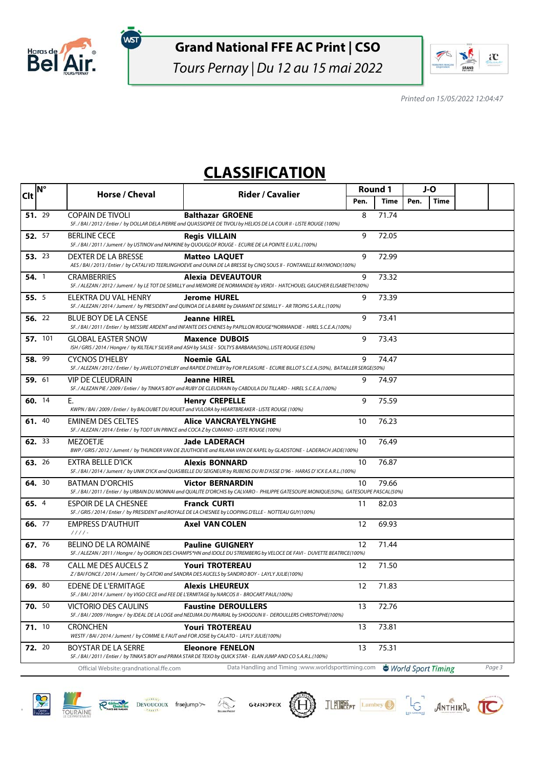# Grand National FFE AC Print | CSO

*Tours Pernay | Du 12 au 15 mai 2022*

*Printed on 15/05/2022 12:04:47*

## CLASSIFICATION

| Clt | N° | Horse / Cheval | Rider / Cavalier | Round 1 | | J-O | |
|---|---|---|---|---|---|---|---|
| | | | | Pen. | Time | Pen. | Time |
| **51.** | 29 | COPAIN DE TIVOLI<br>*SF. / BAI / 2012 / Entier / by DOLLAR DELA PIERRE and QUASSIOPEE DE TIVOLI by HELIOS DE LA COUR II - LISTE ROUGE (100%)* | **Balthazar GROENE** | 8 | 71.74 | | |
| **52.** | 57 | BERLINE CECE<br>*SF. / BAI / 2011 / Jument / by USTINOV and NAPKINE by QUOUGLOF ROUGE - ECURIE DE LA POINTE E.U.R.L.(100%)* | **Regis VILLAIN** | 9 | 72.05 | | |
| **53.** | 23 | DEXTER DE LA BRESSE<br>*AES / BAI / 2013 / Entier / by CATALI VD TEERLINGHOEVE and OUNA DE LA BRESSE by CINQ SOUS II - FONTANELLE RAYMOND(100%)* | **Matteo LAQUET** | 9 | 72.99 | | |
| **54.** | 1 | CRAMBERRIES<br>*SF. / ALEZAN / 2012 / Jument / by LE TOT DE SEMILLY and MEMOIRE DE NORMANDIE by VERDI - HATCHOUEL GAUCHER ELISABETH(100%)* | **Alexia DEVEAUTOUR** | 9 | 73.32 | | |
| **55.** | 5 | ELEKTRA DU VAL HENRY<br>*SF. / ALEZAN / 2014 / Jument / by PRESIDENT and QUINOA DE LA BARRE by DIAMANT DE SEMILLY - AR TROPIG S.A.R.L.(100%)* | **Jerome HUREL** | 9 | 73.39 | | |
| **56.** | 22 | BLUE BOY DE LA CENSE<br>*SF. / BAI / 2011 / Entier / by MESSIRE ARDENT and INFANTE DES CHENES by PAPILLON ROUGE*NORMANDIE - HIREL S.C.E.A.(100%)* | **Jeanne HIREL** | 9 | 73.41 | | |
| **57.** | 101 | GLOBAL EASTER SNOW<br>*ISH / GRIS / 2014 / Hongre / by KILTEALY SILVER and ASH BY SALSE - SOLTYS BARBARA(50%), LISTE ROUGE E(50%)* | **Maxence DUBOIS** | 9 | 73.43 | | |
| **58.** | 99 | CYCNOS D'HELBY<br>*SF. / ALEZAN / 2012 / Entier / by JAVELOT D'HELBY and RAPIDE D'HELBY by FOR PLEASURE - ECURIE BILLOT S.C.E.A.(50%), BATAILLER SERGE(50%)* | **Noemie GAL** | 9 | 74.47 | | |
| **59.** | 61 | VIP DE CLEUDRAIN<br>*SF. / ALEZAN PIE / 2009 / Entier / by TINKA'S BOY and RUBY DE CLEUDRAIN by CABDULA DU TILLARD - HIREL S.C.E.A.(100%)* | **Jeanne HIREL** | 9 | 74.97 | | |
| **60.** | 14 | E.<br>*KWPN / BAI / 2009 / Entier / by BALOUBET DU ROUET and VULORA by HEARTBREAKER - LISTE ROUGE (100%)* | **Henry CREPELLE** | 9 | 75.59 | | |
| **61.** | 40 | EMINEM DES CELTES<br>*SF. / ALEZAN / 2014 / Entier / by TODT UN PRINCE and COCA Z by CUMANO - LISTE ROUGE (100%)* | **Alice VANCRAYELYNGHE** | 10 | 76.23 | | |
| **62.** | 33 | MEZOETJE<br>*BWP / GRIS / 2012 / Jument / by THUNDER VAN DE ZUUTHOEVE and RILANA VAN DE KAPEL by GLADSTONE - LADERACH JADE(100%)* | **Jade LADERACH** | 10 | 76.49 | | |
| **63.** | 26 | EXTRA BELLE D'ICK<br>*SF. / BAI / 2014 / Jument / by UNIK D'ICK and QUASIBELLE DU SEIGNEUR by RUBENS DU RI D'ASSE D'96 - HARAS D' ICK E.A.R.L.(100%)* | **Alexis BONNARD** | 10 | 76.87 | | |
| **64.** | 30 | BATMAN D'ORCHIS<br>*SF. / BAI / 2011 / Entier / by URBAIN DU MONNAI and QUALITE D'ORCHIS by CALVARO - PHILIPPE GATESOUPE MONIQUE(50%), GATESOUPE PASCAL(50%)* | **Victor BERNARDIN** | 10 | 79.66 | | |
| **65.** | 4 | ESPOIR DE LA CHESNEE<br>*SF. / GRIS / 2014 / Entier / by PRESIDENT and ROYALE DE LA CHESNEE by LOOPING D'ELLE - NOTTEAU GUY(100%)* | **Franck CURTI** | 11 | 82.03 | | |
| **66.** | 77 | EMPRESS D'AUTHUIT<br>*/ / / / -* | **Axel VAN COLEN** | 12 | 69.93 | | |
| **67.** | 76 | BELINO DE LA ROMAINE<br>*SF. / ALEZAN / 2011 / Hongre / by OGRION DES CHAMPS*HN and IDOLE DU STREMBERG by VELOCE DE FAVI - DUVETTE BEATRICE(100%)* | **Pauline GUIGNERY** | 12 | 71.44 | | |
| **68.** | 78 | CALL ME DES AUCELS Z<br>*Z / BAI FONCE / 2014 / Jument / by CATOKI and SANDRA DES AUCELS by SANDRO BOY - LAYLY JULIE(100%)* | **Youri TROTEREAU** | 12 | 71.50 | | |
| **69.** | 80 | EDENE DE L'ERMITAGE<br>*SF. / BAI / 2014 / Jument / by VIGO CECE and FEE DE L'ERMITAGE by NARCOS II - BROCART PAUL(100%)* | **Alexis LHEUREUX** | 12 | 71.83 | | |
| **70.** | 50 | VICTORIO DES CAULINS<br>*SF. / BAI / 2009 / Hongre / by IDEAL DE LA LOGE and NEDJMA DU PRAIRIAL by SHOGOUN II - DEROULLERS CHRISTOPHE(100%)* | **Faustine DEROULLERS** | 13 | 72.76 | | |
| **71.** | 10 | CRONCHEN<br>*WESTF / BAI / 2014 / Jument / by COMME IL FAUT and FOR JOSIE by CALATO - LAYLY JULIE(100%)* | **Youri TROTEREAU** | 13 | 73.81 | | |
| **72.** | 20 | BOYSTAR DE LA SERRE<br>*SF. / BAI / 2011 / Entier / by TINKA'S BOY and PRIMA STAR DE TEXO by QUICK STAR - ELAN JUMP AND CO S.A.R.L.(100%)* | **Eleonore FENELON** | 13 | 75.31 | | |

Official Website: grandnational.ffe.com — Data Handling and Timing : www.worldsporttiming.com — World Sport Timing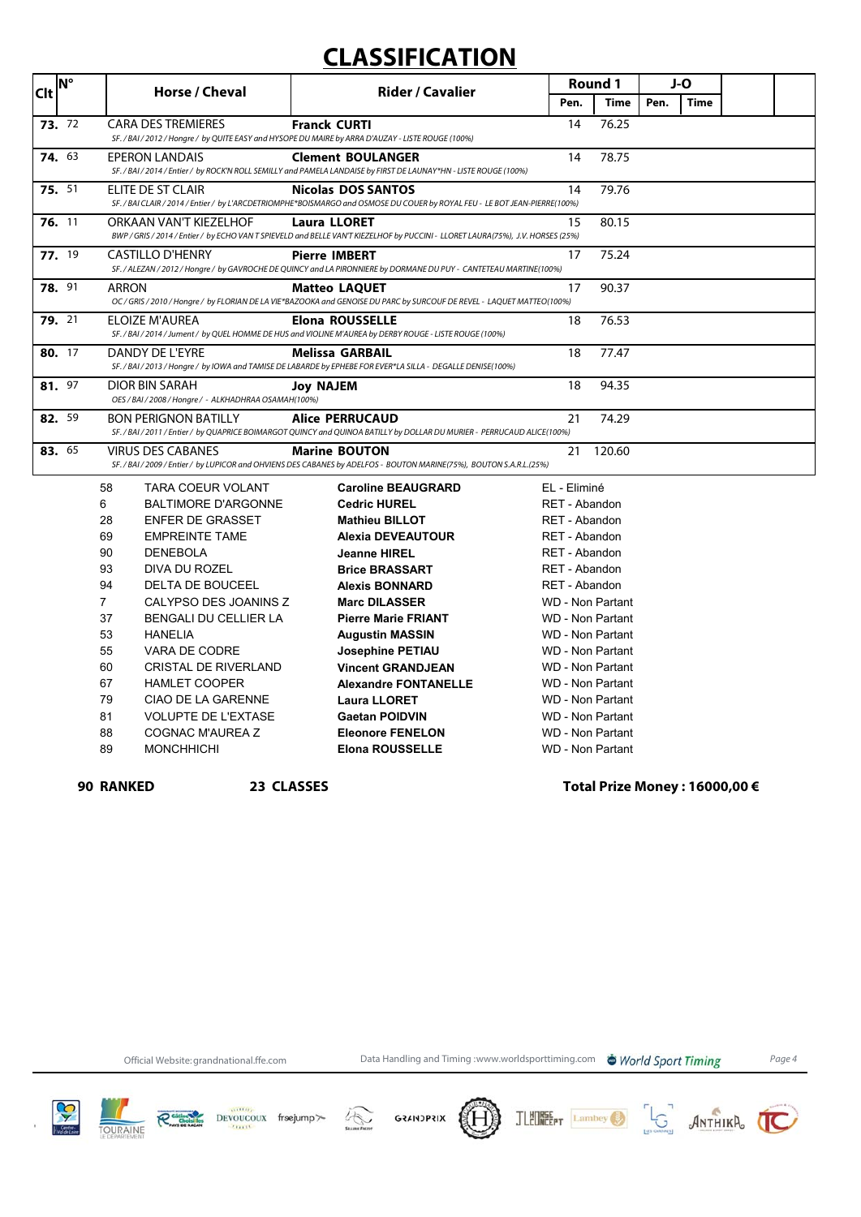# CLASSIFICATION

| Clt | N° | Horse / Cheval | Rider / Cavalier | Round 1 | | J-O | |
|---|---|---|---|---|---|---|---|
| | | | | Pen. | Time | Pen. | Time |
| **73.** | 72 | CARA DES TREMIERES<br>*SF. / BAI / 2012 / Hongre / by QUITE EASY and HYSOPE DU MAIRE by ARRA D'AUZAY - LISTE ROUGE (100%)* | **Franck CURTI** | 14 | 76.25 | | |
| **74.** | 63 | EPERON LANDAIS<br>*SF. / BAI / 2014 / Entier / by ROCK'N ROLL SEMILLY and PAMELA LANDAISE by FIRST DE LAUNAY\*HN - LISTE ROUGE (100%)* | **Clement BOULANGER** | 14 | 78.75 | | |
| **75.** | 51 | ELITE DE ST CLAIR<br>*SF. / BAI CLAIR / 2014 / Entier / by L'ARCDETRIOMPHE\*BOISMARGO and OSMOSE DU COUER by ROYAL FEU - LE BOT JEAN-PIERRE(100%)* | **Nicolas DOS SANTOS** | 14 | 79.76 | | |
| **76.** | 11 | ORKAAN VAN'T KIEZELHOF<br>*BWP / GRIS / 2014 / Entier / by ECHO VAN T SPIEVELD and BELLE VAN'T KIEZELHOF by PUCCINI - LLORET LAURA(75%), J.V. HORSES (25%)* | **Laura LLORET** | 15 | 80.15 | | |
| **77.** | 19 | CASTILLO D'HENRY<br>*SF. / ALEZAN / 2012 / Hongre / by GAVROCHE DE QUINCY and LA PIRONNIERE by DORMANE DU PUY - CANTETEAU MARTINE(100%)* | **Pierre IMBERT** | 17 | 75.24 | | |
| **78.** | 91 | ARRON<br>*OC / GRIS / 2010 / Hongre / by FLORIAN DE LA VIE\*BAZOOKA and GENOISE DU PARC by SURCOUF DE REVEL - LAQUET MATTEO(100%)* | **Matteo LAQUET** | 17 | 90.37 | | |
| **79.** | 21 | ELOIZE M'AUREA<br>*SF. / BAI / 2014 / Jument / by QUEL HOMME DE HUS and VIOLINE M'AUREA by DERBY ROUGE - LISTE ROUGE (100%)* | **Elona ROUSSELLE** | 18 | 76.53 | | |
| **80.** | 17 | DANDY DE L'EYRE<br>*SF. / BAI / 2013 / Hongre / by IOWA and TAMISE DE LABARDE by EPHEBE FOR EVER\*LA SILLA - DEGALLE DENISE(100%)* | **Melissa GARBAIL** | 18 | 77.47 | | |
| **81.** | 97 | DIOR BIN SARAH<br>*OES / BAI / 2008 / Hongre / - ALKHADHRAA OSAMAH(100%)* | **Joy NAJEM** | 18 | 94.35 | | |
| **82.** | 59 | BON PERIGNON BATILLY<br>*SF. / BAI / 2011 / Entier / by QUAPRICE BOIMARGOT QUINCY and QUINOA BATILLY by DOLLAR DU MURIER - PERRUCAUD ALICE(100%)* | **Alice PERRUCAUD** | 21 | 74.29 | | |
| **83.** | 65 | VIRUS DES CABANES<br>*SF. / BAI / 2009 / Entier / by LUPICOR and OHVIENS DES CABANES by ADELFOS - BOUTON MARINE(75%), BOUTON S.A.R.L.(25%)* | **Marine BOUTON** | 21 | 120.60 | | |

| N° | Horse / Cheval | Rider / Cavalier | Status |
|---|---|---|---|
| 58 | TARA COEUR VOLANT | **Caroline BEAUGRARD** | EL - Eliminé |
| 6 | BALTIMORE D'ARGONNE | **Cedric HUREL** | RET - Abandon |
| 28 | ENFER DE GRASSET | **Mathieu BILLOT** | RET - Abandon |
| 69 | EMPREINTE TAME | **Alexia DEVEAUTOUR** | RET - Abandon |
| 90 | DENEBOLA | **Jeanne HIREL** | RET - Abandon |
| 93 | DIVA DU ROZEL | **Brice BRASSART** | RET - Abandon |
| 94 | DELTA DE BOUCEEL | **Alexis BONNARD** | RET - Abandon |
| 7 | CALYPSO DES JOANINS Z | **Marc DILASSER** | WD - Non Partant |
| 37 | BENGALI DU CELLIER LA | **Pierre Marie FRIANT** | WD - Non Partant |
| 53 | HANELIA | **Augustin MASSIN** | WD - Non Partant |
| 55 | VARA DE CODRE | **Josephine PETIAU** | WD - Non Partant |
| 60 | CRISTAL DE RIVERLAND | **Vincent GRANDJEAN** | WD - Non Partant |
| 67 | HAMLET COOPER | **Alexandre FONTANELLE** | WD - Non Partant |
| 79 | CIAO DE LA GARENNE | **Laura LLORET** | WD - Non Partant |
| 81 | VOLUPTE DE L'EXTASE | **Gaetan POIDVIN** | WD - Non Partant |
| 88 | COGNAC M'AUREA Z | **Eleonore FENELON** | WD - Non Partant |
| 89 | MONCHHICHI | **Elona ROUSSELLE** | WD - Non Partant |

**90 RANKED** **23 CLASSES** **Total Prize Money : 16000,00 €**

Official Website: grandnational.ffe.com Data Handling and Timing : www.worldsporttiming.com World Sport Timing